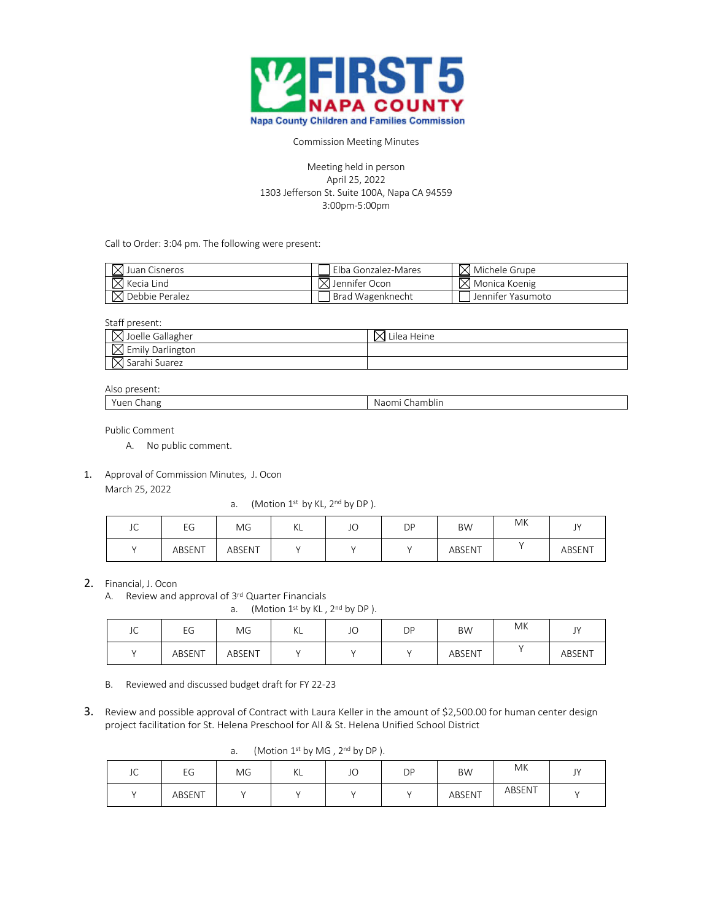# FIRST 5 NAPA COUNTY

**Napa County Children and Families Commission**

Commission Meeting Minutes

Meeting held in person
April 25, 2022
1303 Jefferson St. Suite 100A, Napa CA 94559
3:00pm-5:00pm

Call to Order: 3:04 pm. The following were present:

| | | |
|---|---|---|
| ☒ Juan Cisneros | ☐ Elba Gonzalez-Mares | ☒ Michele Grupe |
| ☒ Kecia Lind | ☒ Jennifer Ocon | ☒ Monica Koenig |
| ☒ Debbie Peralez | ☐ Brad Wagenknecht | ☐ Jennifer Yasumoto |

Staff present:

| | |
|---|---|
| ☒ Joelle Gallagher | ☒ Lilea Heine |
| ☒ Emily Darlington | |
| ☒ Sarahi Suarez | |

Also present:

| | |
|---|---|
| Yuen Chang | Naomi Chamblin |

Public Comment

A. No public comment.

1. Approval of Commission Minutes, J. Ocon
   March 25, 2022

   a. (Motion 1st by KL, 2nd by DP ).

| JC | EG | MG | KL | JO | DP | BW | MK | JY |
|---|---|---|---|---|---|---|---|---|
| Y | ABSENT | ABSENT | Y | Y | Y | ABSENT | Y | ABSENT |

2. Financial, J. Ocon

   A. Review and approval of 3rd Quarter Financials

   a. (Motion 1st by KL , 2nd by DP ).

| JC | EG | MG | KL | JO | DP | BW | MK | JY |
|---|---|---|---|---|---|---|---|---|
| Y | ABSENT | ABSENT | Y | Y | Y | ABSENT | Y | ABSENT |

   B. Reviewed and discussed budget draft for FY 22-23

3. Review and possible approval of Contract with Laura Keller in the amount of $2,500.00 for human center design project facilitation for St. Helena Preschool for All & St. Helena Unified School District

   a. (Motion 1st by MG , 2nd by DP ).

| JC | EG | MG | KL | JO | DP | BW | MK | JY |
|---|---|---|---|---|---|---|---|---|
| Y | ABSENT | Y | Y | Y | Y | ABSENT | ABSENT | Y |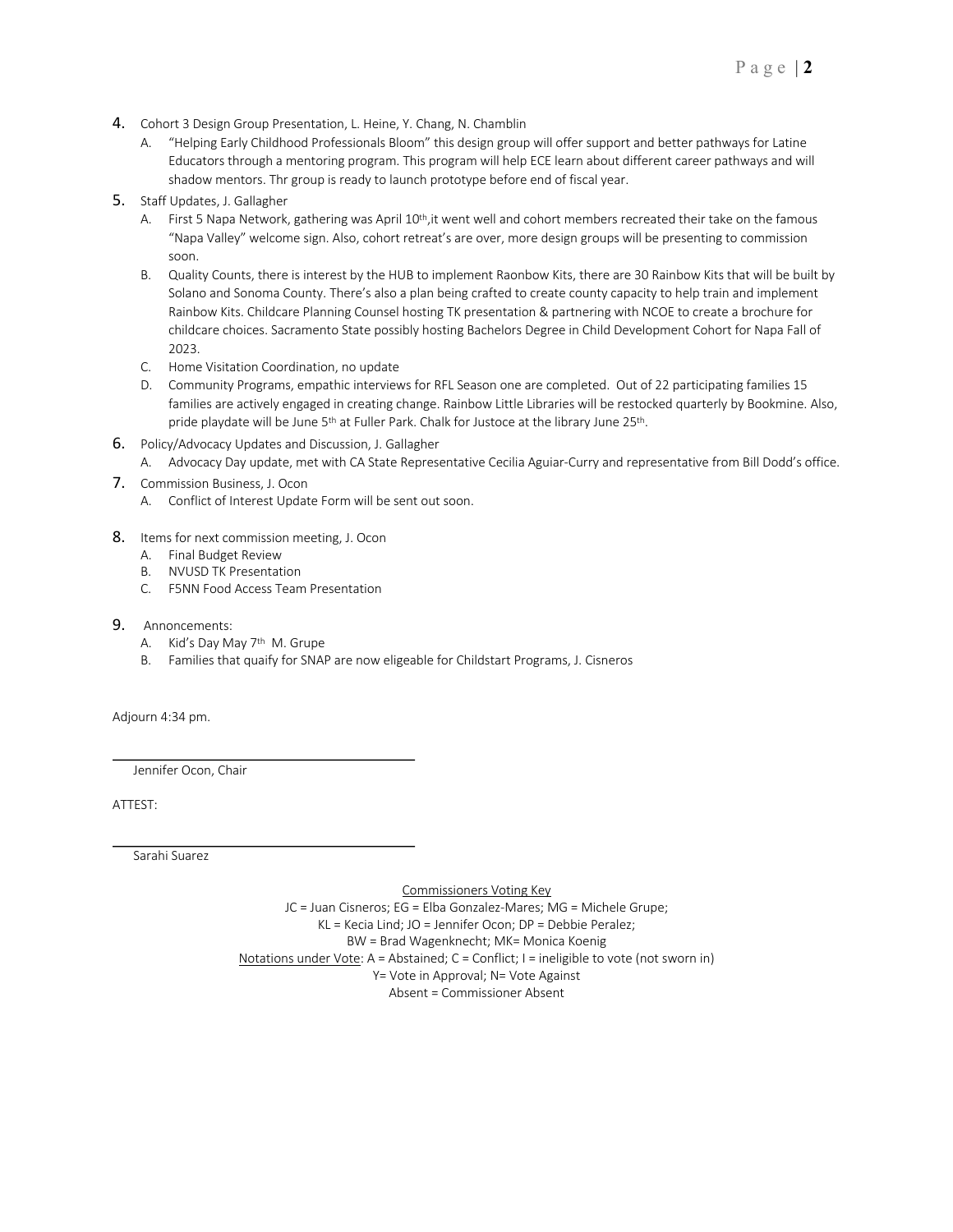4. Cohort 3 Design Group Presentation, L. Heine, Y. Chang, N. Chamblin
   A. "Helping Early Childhood Professionals Bloom" this design group will offer support and better pathways for Latine Educators through a mentoring program. This program will help ECE learn about different career pathways and will shadow mentors. Thr group is ready to launch prototype before end of fiscal year.
5. Staff Updates, J. Gallagher
   A. First 5 Napa Network, gathering was April 10th,it went well and cohort members recreated their take on the famous "Napa Valley" welcome sign. Also, cohort retreat's are over, more design groups will be presenting to commission soon.
   B. Quality Counts, there is interest by the HUB to implement Raonbow Kits, there are 30 Rainbow Kits that will be built by Solano and Sonoma County. There's also a plan being crafted to create county capacity to help train and implement Rainbow Kits. Childcare Planning Counsel hosting TK presentation & partnering with NCOE to create a brochure for childcare choices. Sacramento State possibly hosting Bachelors Degree in Child Development Cohort for Napa Fall of 2023.
   C. Home Visitation Coordination, no update
   D. Community Programs, empathic interviews for RFL Season one are completed. Out of 22 participating families 15 families are actively engaged in creating change. Rainbow Little Libraries will be restocked quarterly by Bookmine. Also, pride playdate will be June 5th at Fuller Park. Chalk for Justoce at the library June 25th.
6. Policy/Advocacy Updates and Discussion, J. Gallagher
   A. Advocacy Day update, met with CA State Representative Cecilia Aguiar-Curry and representative from Bill Dodd's office.
7. Commission Business, J. Ocon
   A. Conflict of Interest Update Form will be sent out soon.
8. Items for next commission meeting, J. Ocon
   A. Final Budget Review
   B. NVUSD TK Presentation
   C. F5NN Food Access Team Presentation
9. Annoncements:
   A. Kid's Day May 7th M. Grupe
   B. Families that quaify for SNAP are now eligeable for Childstart Programs, J. Cisneros

Adjourn 4:34 pm.

\_\_\_\_\_\_\_\_\_\_\_\_\_\_\_\_\_\_\_\_\_\_\_\_\_\_\_\_\_\_\_\_\_\_

Jennifer Ocon, Chair

ATTEST:

\_\_\_\_\_\_\_\_\_\_\_\_\_\_\_\_\_\_\_\_\_\_\_\_\_\_\_\_\_\_\_\_\_\_

Sarahi Suarez

Commissioners Voting Key

JC = Juan Cisneros; EG = Elba Gonzalez-Mares; MG = Michele Grupe;
KL = Kecia Lind; JO = Jennifer Ocon; DP = Debbie Peralez;
BW = Brad Wagenknecht; MK= Monica Koenig

Notations under Vote: A = Abstained; C = Conflict; I = ineligible to vote (not sworn in)
Y= Vote in Approval; N= Vote Against
Absent = Commissioner Absent